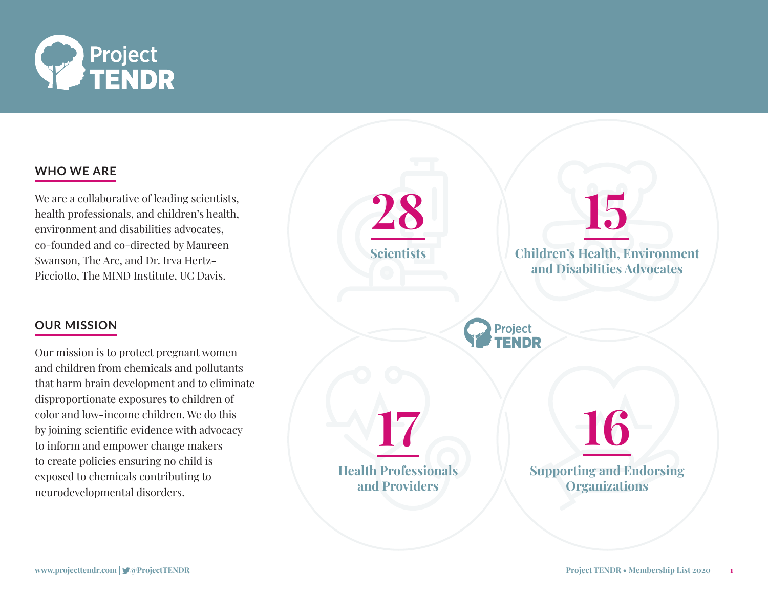# Project TENDR

## WHO WE ARE

We are a collaborative of leading scientists, health professionals, and children's health, environment and disabilities advocates, co-founded and co-directed by Maureen Swanson, The Arc, and Dr. Irva Hertz-Picciotto, The MIND Institute, UC Davis.

## OUR MISSION

Our mission is to protect pregnant women and children from chemicals and pollutants that harm brain development and to eliminate disproportionate exposures to children of color and low-income children. We do this by joining scientific evidence with advocacy to inform and empower change makers to create policies ensuring no child is exposed to chemicals contributing to neurodevelopmental disorders.

**28**
Scientists

**15**
Children's Health, Environment and Disabilities Advocates

**17**
Health Professionals and Providers

**16**
Supporting and Endorsing Organizations

www.projecttendr.com | @ProjectTENDR

Project TENDR • Membership List 2020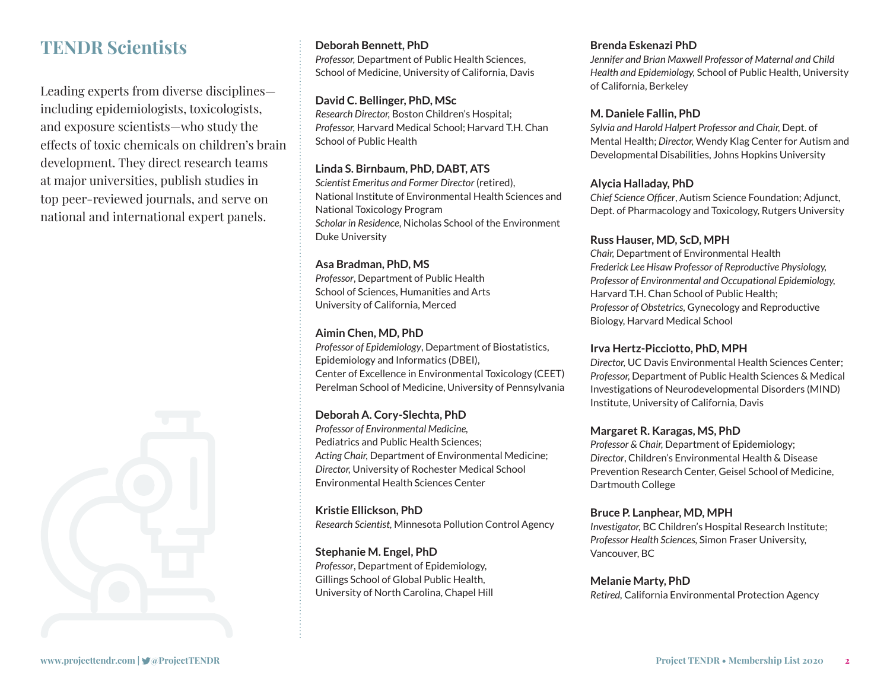# TENDR Scientists

Leading experts from diverse disciplines—including epidemiologists, toxicologists, and exposure scientists—who study the effects of toxic chemicals on children's brain development. They direct research teams at major universities, publish studies in top peer-reviewed journals, and serve on national and international expert panels.

**Deborah Bennett, PhD**
*Professor,* Department of Public Health Sciences, School of Medicine, University of California, Davis

**David C. Bellinger, PhD, MSc**
*Research Director,* Boston Children's Hospital; *Professor,* Harvard Medical School; Harvard T.H. Chan School of Public Health

**Linda S. Birnbaum, PhD, DABT, ATS**
*Scientist Emeritus and Former Director* (retired), National Institute of Environmental Health Sciences and National Toxicology Program
*Scholar in Residence*, Nicholas School of the Environment Duke University

**Asa Bradman, PhD, MS**
*Professor*, Department of Public Health School of Sciences, Humanities and Arts University of California, Merced

**Aimin Chen, MD, PhD**
*Professor of Epidemiology*, Department of Biostatistics, Epidemiology and Informatics (DBEI), Center of Excellence in Environmental Toxicology (CEET) Perelman School of Medicine, University of Pennsylvania

**Deborah A. Cory-Slechta, PhD**
*Professor of Environmental Medicine,* Pediatrics and Public Health Sciences; *Acting Chair,* Department of Environmental Medicine; *Director,* University of Rochester Medical School Environmental Health Sciences Center

**Kristie Ellickson, PhD**
*Research Scientist,* Minnesota Pollution Control Agency

**Stephanie M. Engel, PhD**
*Professor*, Department of Epidemiology, Gillings School of Global Public Health, University of North Carolina, Chapel Hill

**Brenda Eskenazi PhD**
*Jennifer and Brian Maxwell Professor of Maternal and Child Health and Epidemiology,* School of Public Health, University of California, Berkeley

**M. Daniele Fallin, PhD**
*Sylvia and Harold Halpert Professor and Chair,* Dept. of Mental Health; *Director,* Wendy Klag Center for Autism and Developmental Disabilities, Johns Hopkins University

**Alycia Halladay, PhD**
*Chief Science Officer*, Autism Science Foundation; Adjunct, Dept. of Pharmacology and Toxicology, Rutgers University

**Russ Hauser, MD, ScD, MPH**
*Chair,* Department of Environmental Health
*Frederick Lee Hisaw Professor of Reproductive Physiology, Professor of Environmental and Occupational Epidemiology,* Harvard T.H. Chan School of Public Health; *Professor of Obstetrics,* Gynecology and Reproductive Biology, Harvard Medical School

**Irva Hertz-Picciotto, PhD, MPH**
*Director,* UC Davis Environmental Health Sciences Center; *Professor,* Department of Public Health Sciences & Medical Investigations of Neurodevelopmental Disorders (MIND) Institute, University of California, Davis

**Margaret R. Karagas, MS, PhD**
*Professor & Chair,* Department of Epidemiology; *Director*, Children's Environmental Health & Disease Prevention Research Center, Geisel School of Medicine, Dartmouth College

**Bruce P. Lanphear, MD, MPH**
*Investigator,* BC Children's Hospital Research Institute; *Professor Health Sciences,* Simon Fraser University, Vancouver, BC

**Melanie Marty, PhD**
*Retired,* California Environmental Protection Agency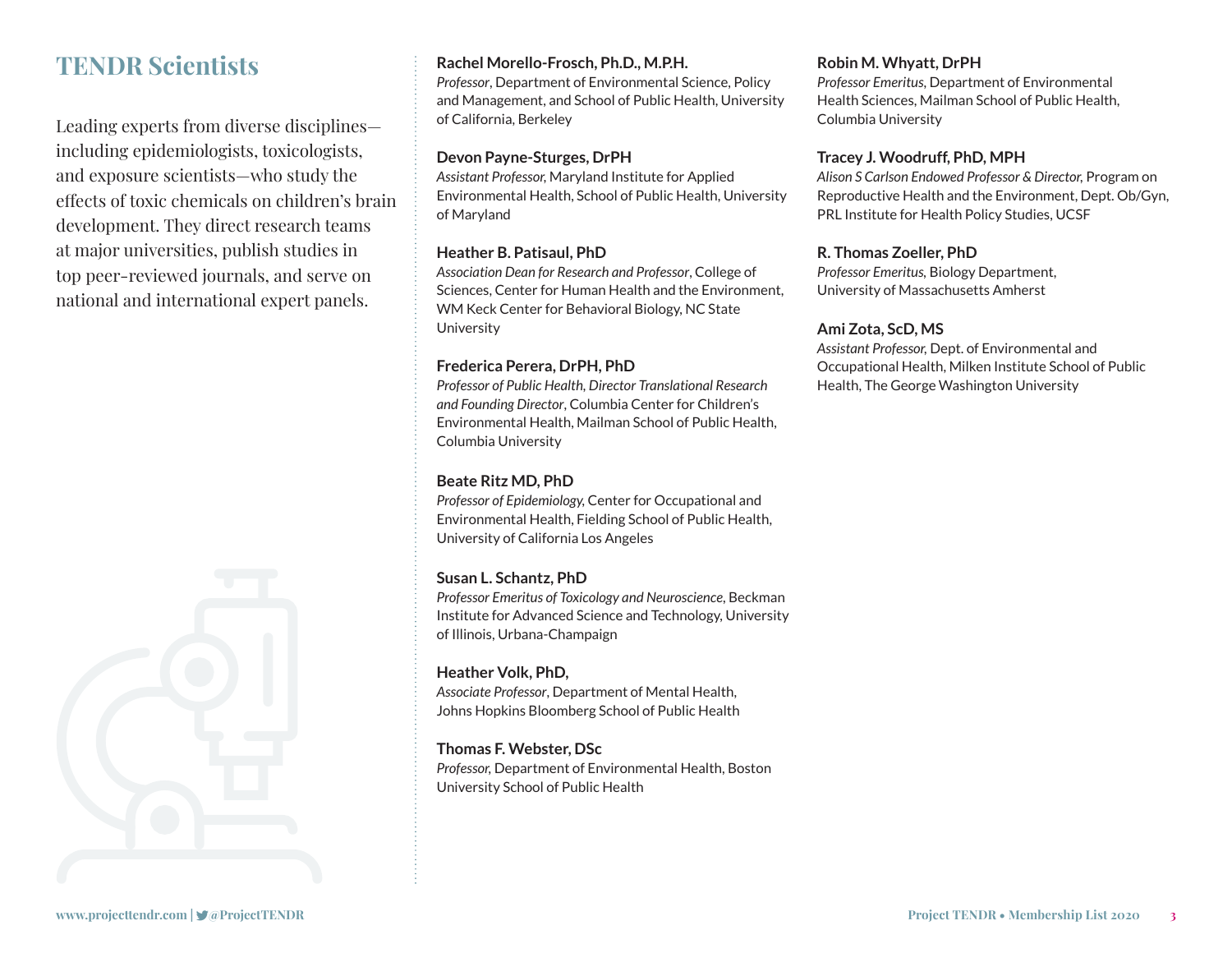# TENDR Scientists

Leading experts from diverse disciplines—including epidemiologists, toxicologists, and exposure scientists—who study the effects of toxic chemicals on children's brain development. They direct research teams at major universities, publish studies in top peer-reviewed journals, and serve on national and international expert panels.

**Rachel Morello-Frosch, Ph.D., M.P.H.**
*Professor*, Department of Environmental Science, Policy and Management, and School of Public Health, University of California, Berkeley

**Devon Payne-Sturges, DrPH**
*Assistant Professor,* Maryland Institute for Applied Environmental Health, School of Public Health, University of Maryland

**Heather B. Patisaul, PhD**
*Association Dean for Research and Professor*, College of Sciences, Center for Human Health and the Environment, WM Keck Center for Behavioral Biology, NC State University

**Frederica Perera, DrPH, PhD**
*Professor of Public Health, Director Translational Research and Founding Director*, Columbia Center for Children's Environmental Health, Mailman School of Public Health, Columbia University

**Beate Ritz MD, PhD**
*Professor of Epidemiology,* Center for Occupational and Environmental Health, Fielding School of Public Health, University of California Los Angeles

**Susan L. Schantz, PhD**
*Professor Emeritus of Toxicology and Neuroscience*, Beckman Institute for Advanced Science and Technology, University of Illinois, Urbana-Champaign

**Heather Volk, PhD,**
*Associate Professor*, Department of Mental Health, Johns Hopkins Bloomberg School of Public Health

**Thomas F. Webster, DSc**
*Professor,* Department of Environmental Health, Boston University School of Public Health

**Robin M. Whyatt, DrPH**
*Professor Emeritus*, Department of Environmental Health Sciences, Mailman School of Public Health, Columbia University

**Tracey J. Woodruff, PhD, MPH**
*Alison S Carlson Endowed Professor & Director,* Program on Reproductive Health and the Environment, Dept. Ob/Gyn, PRL Institute for Health Policy Studies, UCSF

**R. Thomas Zoeller, PhD**
*Professor Emeritus,* Biology Department, University of Massachusetts Amherst

**Ami Zota, ScD, MS**
*Assistant Professor,* Dept. of Environmental and Occupational Health, Milken Institute School of Public Health, The George Washington University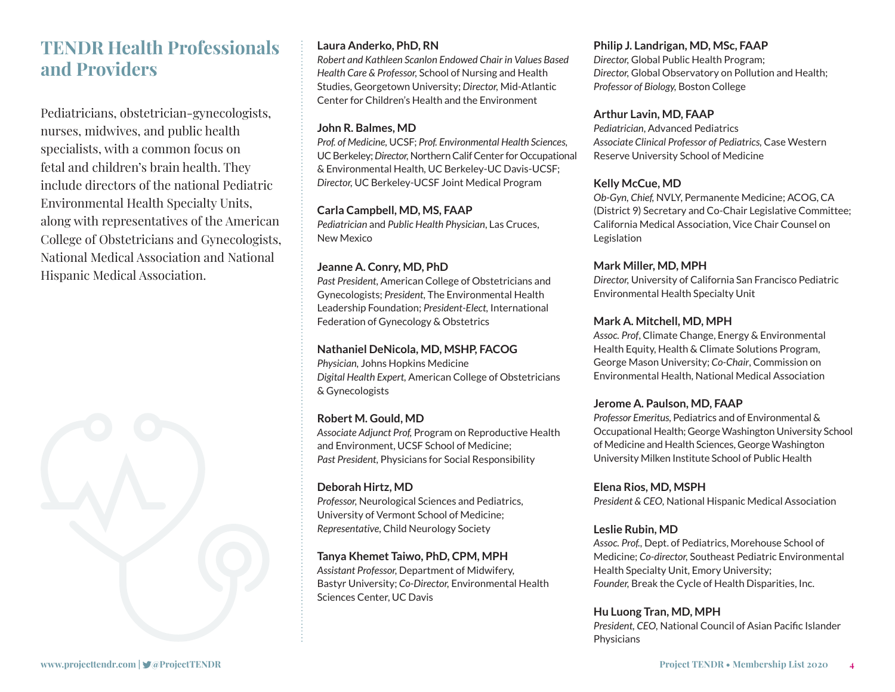# TENDR Health Professionals and Providers

Pediatricians, obstetrician-gynecologists, nurses, midwives, and public health specialists, with a common focus on fetal and children's brain health. They include directors of the national Pediatric Environmental Health Specialty Units, along with representatives of the American College of Obstetricians and Gynecologists, National Medical Association and National Hispanic Medical Association.

**Laura Anderko, PhD, RN**
*Robert and Kathleen Scanlon Endowed Chair in Values Based Health Care & Professor,* School of Nursing and Health Studies, Georgetown University; *Director,* Mid-Atlantic Center for Children's Health and the Environment

**John R. Balmes, MD**
*Prof. of Medicine,* UCSF; *Prof. Environmental Health Sciences,* UC Berkeley; *Director,* Northern Calif Center for Occupational & Environmental Health, UC Berkeley-UC Davis-UCSF; *Director,* UC Berkeley-UCSF Joint Medical Program

**Carla Campbell, MD, MS, FAAP**
*Pediatrician* and *Public Health Physician*, Las Cruces, New Mexico

**Jeanne A. Conry, MD, PhD**
*Past President,* American College of Obstetricians and Gynecologists; *President,* The Environmental Health Leadership Foundation; *President-Elect,* International Federation of Gynecology & Obstetrics

**Nathaniel DeNicola, MD, MSHP, FACOG**
*Physician,* Johns Hopkins Medicine
*Digital Health Expert,* American College of Obstetricians & Gynecologists

**Robert M. Gould, MD**
*Associate Adjunct Prof,* Program on Reproductive Health and Environment, UCSF School of Medicine; *Past President,* Physicians for Social Responsibility

**Deborah Hirtz, MD**
*Professor,* Neurological Sciences and Pediatrics, University of Vermont School of Medicine; *Representative,* Child Neurology Society

**Tanya Khemet Taiwo, PhD, CPM, MPH**
*Assistant Professor,* Department of Midwifery, Bastyr University; *Co-Director,* Environmental Health Sciences Center, UC Davis

**Philip J. Landrigan, MD, MSc, FAAP**
*Director,* Global Public Health Program; *Director,* Global Observatory on Pollution and Health; *Professor of Biology,* Boston College

**Arthur Lavin, MD, FAAP**
*Pediatrician,* Advanced Pediatrics
*Associate Clinical Professor of Pediatrics,* Case Western Reserve University School of Medicine

**Kelly McCue, MD**
*Ob-Gyn, Chief,* NVLY, Permanente Medicine; ACOG, CA (District 9) Secretary and Co-Chair Legislative Committee; California Medical Association, Vice Chair Counsel on Legislation

**Mark Miller, MD, MPH**
*Director,* University of California San Francisco Pediatric Environmental Health Specialty Unit

**Mark A. Mitchell, MD, MPH**
*Assoc. Prof*, Climate Change, Energy & Environmental Health Equity, Health & Climate Solutions Program, George Mason University; *Co-Chair*, Commission on Environmental Health, National Medical Association

**Jerome A. Paulson, MD, FAAP**
*Professor Emeritus,* Pediatrics and of Environmental & Occupational Health; George Washington University School of Medicine and Health Sciences, George Washington University Milken Institute School of Public Health

**Elena Rios, MD, MSPH**
*President & CEO*, National Hispanic Medical Association

**Leslie Rubin, MD**
*Assoc. Prof.,* Dept. of Pediatrics, Morehouse School of Medicine; *Co-director,* Southeast Pediatric Environmental Health Specialty Unit, Emory University; *Founder,* Break the Cycle of Health Disparities, Inc.

**Hu Luong Tran, MD, MPH**
*President, CEO,* National Council of Asian Pacific Islander Physicians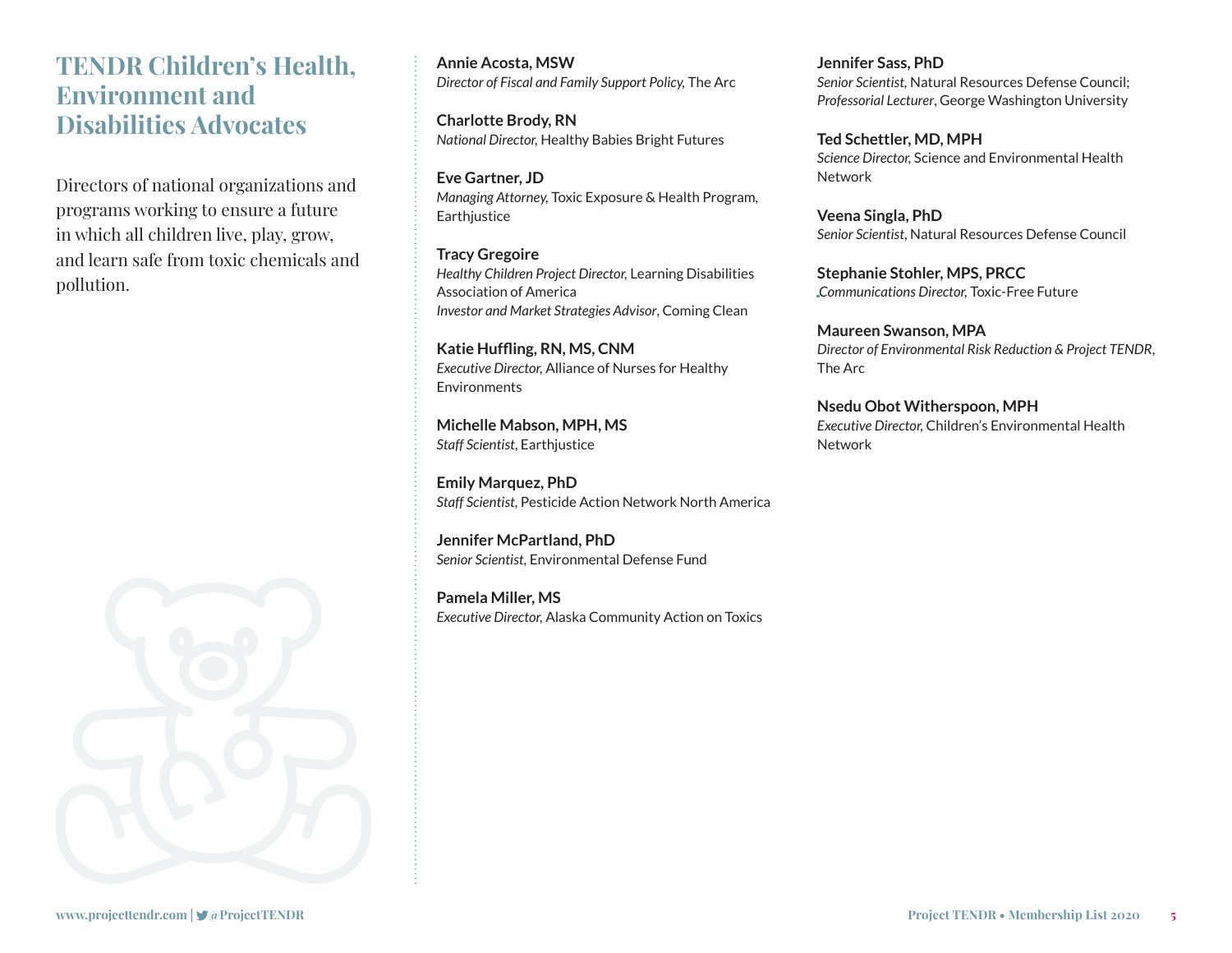# TENDR Children's Health, Environment and Disabilities Advocates

Directors of national organizations and programs working to ensure a future in which all children live, play, grow, and learn safe from toxic chemicals and pollution.

**Annie Acosta, MSW**
*Director of Fiscal and Family Support Policy,* The Arc

**Charlotte Brody, RN**
*National Director,* Healthy Babies Bright Futures

**Eve Gartner, JD**
*Managing Attorney,* Toxic Exposure & Health Program, Earthjustice

**Tracy Gregoire**
*Healthy Children Project Director,* Learning Disabilities Association of America
*Investor and Market Strategies Advisor*, Coming Clean

**Katie Huffling, RN, MS, CNM**
*Executive Director,* Alliance of Nurses for Healthy Environments

**Michelle Mabson, MPH, MS**
*Staff Scientist*, Earthjustice

**Emily Marquez, PhD**
*Staff Scientist*, Pesticide Action Network North America

**Jennifer McPartland, PhD**
*Senior Scientist*, Environmental Defense Fund

**Pamela Miller, MS**
*Executive Director,* Alaska Community Action on Toxics

**Jennifer Sass, PhD**
*Senior Scientist*, Natural Resources Defense Council; *Professorial Lecturer*, George Washington University

**Ted Schettler, MD, MPH**
*Science Director,* Science and Environmental Health Network

**Veena Singla, PhD**
*Senior Scientist*, Natural Resources Defense Council

**Stephanie Stohler, MPS, PRCC**
*,Communications Director,* Toxic-Free Future

**Maureen Swanson, MPA**
*Director of Environmental Risk Reduction & Project TENDR*, The Arc

**Nsedu Obot Witherspoon, MPH**
*Executive Director,* Children's Environmental Health Network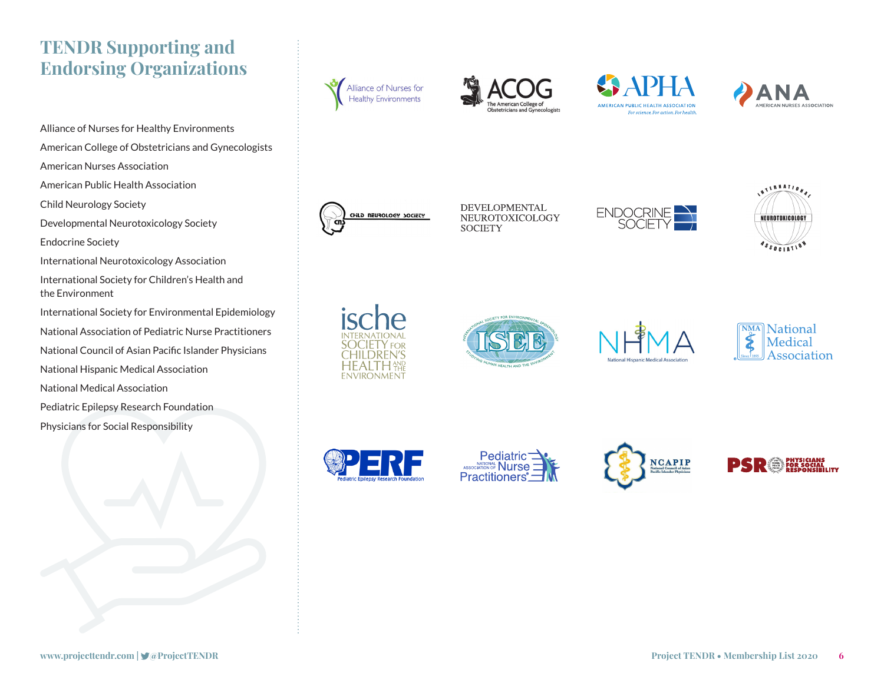# TENDR Supporting and Endorsing Organizations

- Alliance of Nurses for Healthy Environments
- American College of Obstetricians and Gynecologists
- American Nurses Association
- American Public Health Association
- Child Neurology Society
- Developmental Neurotoxicology Society
- Endocrine Society
- International Neurotoxicology Association
- International Society for Children's Health and the Environment
- International Society for Environmental Epidemiology
- National Association of Pediatric Nurse Practitioners
- National Council of Asian Pacific Islander Physicians
- National Hispanic Medical Association
- National Medical Association
- Pediatric Epilepsy Research Foundation
- Physicians for Social Responsibility

www.projecttendr.com | @ProjectTENDR